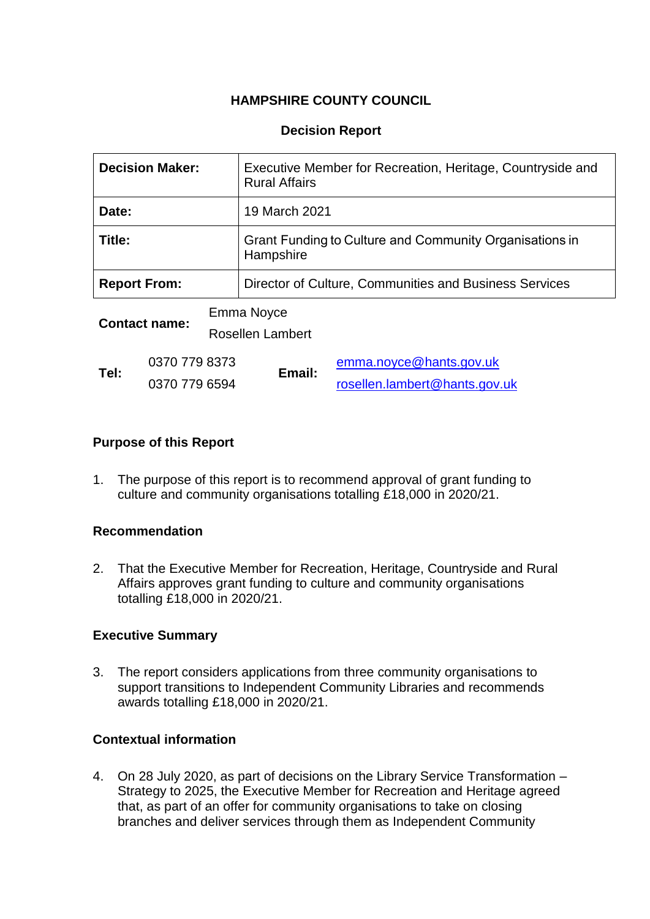**HAMPSHIRE COUNTY COUNCIL**

**Decision Report**

| **Decision Maker:** | Executive Member for Recreation, Heritage, Countryside and Rural Affairs |
|---|---|
| **Date:** | 19 March 2021 |
| **Title:** | Grant Funding to Culture and Community Organisations in Hampshire |
| **Report From:** | Director of Culture, Communities and Business Services |

**Contact name:** Emma Noyce
Rosellen Lambert

**Tel:** 0370 779 8373
0370 779 6594

**Email:** emma.noyce@hants.gov.uk
rosellen.lambert@hants.gov.uk

## Purpose of this Report

1. The purpose of this report is to recommend approval of grant funding to culture and community organisations totalling £18,000 in 2020/21.

## Recommendation

2. That the Executive Member for Recreation, Heritage, Countryside and Rural Affairs approves grant funding to culture and community organisations totalling £18,000 in 2020/21.

## Executive Summary

3. The report considers applications from three community organisations to support transitions to Independent Community Libraries and recommends awards totalling £18,000 in 2020/21.

## Contextual information

4. On 28 July 2020, as part of decisions on the Library Service Transformation – Strategy to 2025, the Executive Member for Recreation and Heritage agreed that, as part of an offer for community organisations to take on closing branches and deliver services through them as Independent Community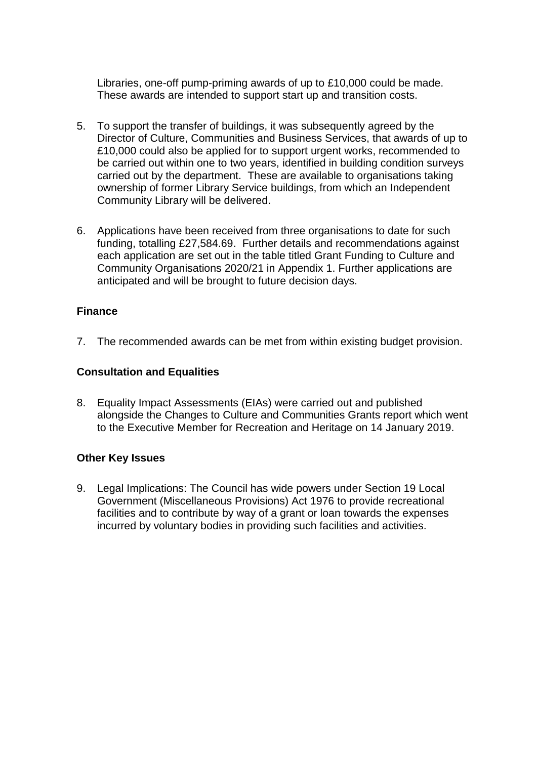Libraries, one-off pump-priming awards of up to £10,000 could be made. These awards are intended to support start up and transition costs.

5. To support the transfer of buildings, it was subsequently agreed by the Director of Culture, Communities and Business Services, that awards of up to £10,000 could also be applied for to support urgent works, recommended to be carried out within one to two years, identified in building condition surveys carried out by the department. These are available to organisations taking ownership of former Library Service buildings, from which an Independent Community Library will be delivered.

6. Applications have been received from three organisations to date for such funding, totalling £27,584.69. Further details and recommendations against each application are set out in the table titled Grant Funding to Culture and Community Organisations 2020/21 in Appendix 1. Further applications are anticipated and will be brought to future decision days.

**Finance**

7. The recommended awards can be met from within existing budget provision.

**Consultation and Equalities**

8. Equality Impact Assessments (EIAs) were carried out and published alongside the Changes to Culture and Communities Grants report which went to the Executive Member for Recreation and Heritage on 14 January 2019.

**Other Key Issues**

9. Legal Implications: The Council has wide powers under Section 19 Local Government (Miscellaneous Provisions) Act 1976 to provide recreational facilities and to contribute by way of a grant or loan towards the expenses incurred by voluntary bodies in providing such facilities and activities.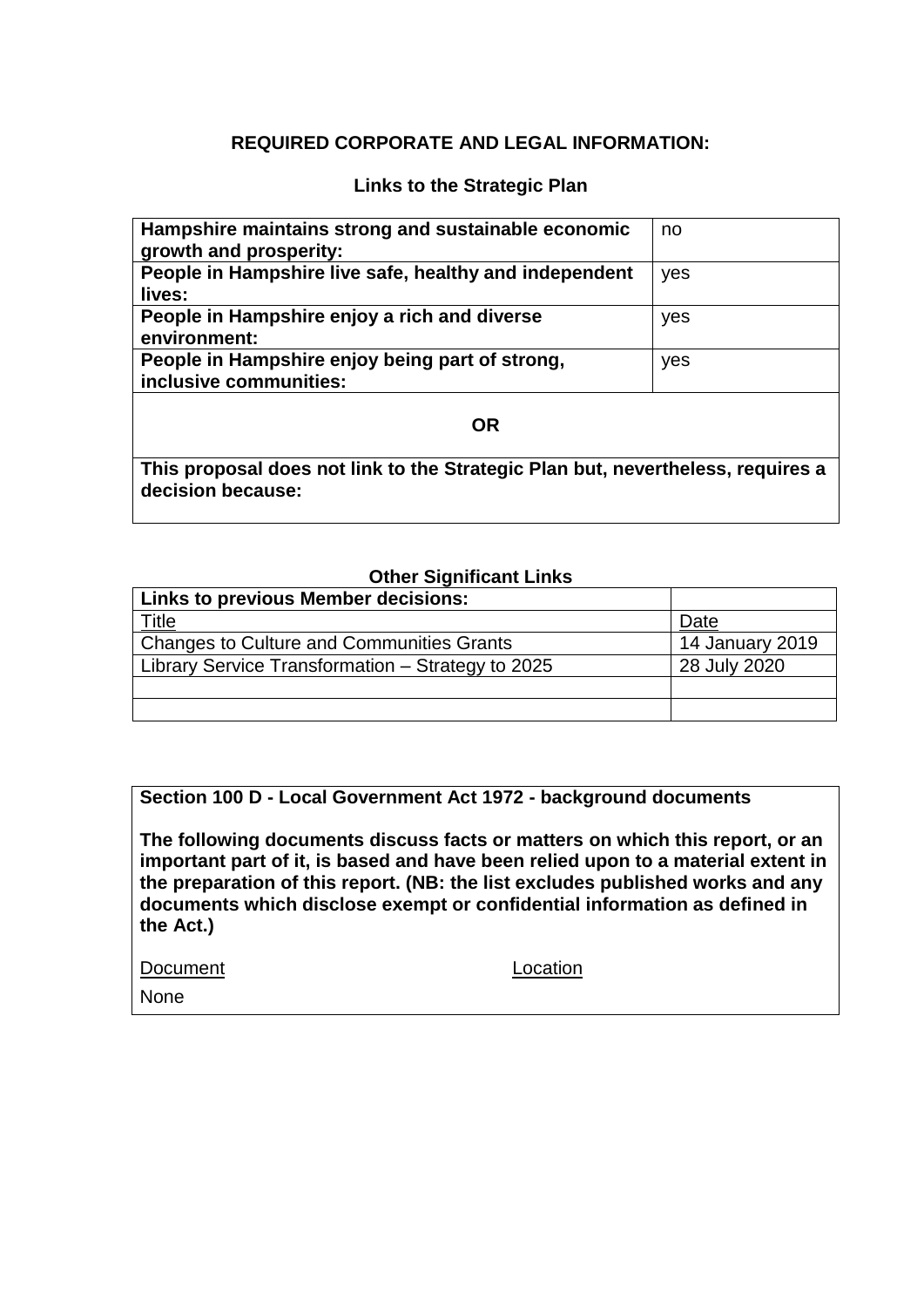## REQUIRED CORPORATE AND LEGAL INFORMATION:

### Links to the Strategic Plan

| | |
|---|---|
| **Hampshire maintains strong and sustainable economic growth and prosperity:** | no |
| **People in Hampshire live safe, healthy and independent lives:** | yes |
| **People in Hampshire enjoy a rich and diverse environment:** | yes |
| **People in Hampshire enjoy being part of strong, inclusive communities:** | yes |

**OR**

**This proposal does not link to the Strategic Plan but, nevertheless, requires a decision because:**

### Other Significant Links

| **Links to previous Member decisions:** | |
|---|---|
| Title | Date |
| Changes to Culture and Communities Grants | 14 January 2019 |
| Library Service Transformation – Strategy to 2025 | 28 July 2020 |
| | |
| | |

**Section 100 D - Local Government Act 1972 - background documents**

**The following documents discuss facts or matters on which this report, or an important part of it, is based and have been relied upon to a material extent in the preparation of this report. (NB: the list excludes published works and any documents which disclose exempt or confidential information as defined in the Act.)**

| Document | Location |
|---|---|
| None | |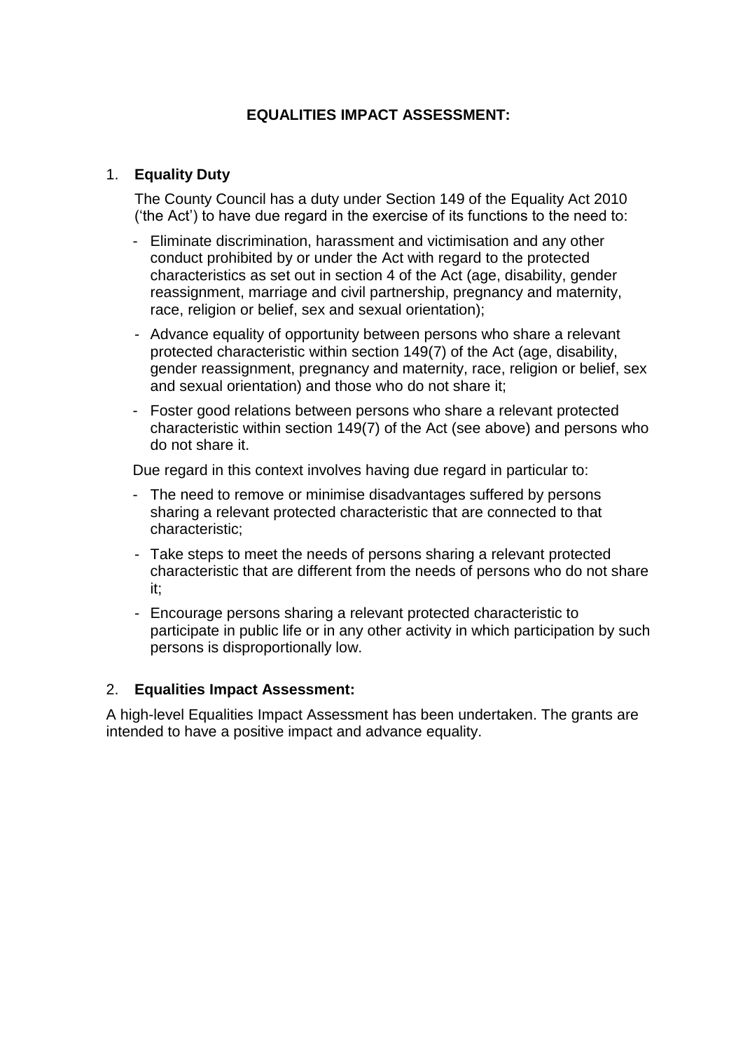# EQUALITIES IMPACT ASSESSMENT:

## 1. Equality Duty

The County Council has a duty under Section 149 of the Equality Act 2010 ('the Act') to have due regard in the exercise of its functions to the need to:

- Eliminate discrimination, harassment and victimisation and any other conduct prohibited by or under the Act with regard to the protected characteristics as set out in section 4 of the Act (age, disability, gender reassignment, marriage and civil partnership, pregnancy and maternity, race, religion or belief, sex and sexual orientation);
- Advance equality of opportunity between persons who share a relevant protected characteristic within section 149(7) of the Act (age, disability, gender reassignment, pregnancy and maternity, race, religion or belief, sex and sexual orientation) and those who do not share it;
- Foster good relations between persons who share a relevant protected characteristic within section 149(7) of the Act (see above) and persons who do not share it.

Due regard in this context involves having due regard in particular to:

- The need to remove or minimise disadvantages suffered by persons sharing a relevant protected characteristic that are connected to that characteristic;
- Take steps to meet the needs of persons sharing a relevant protected characteristic that are different from the needs of persons who do not share it;
- Encourage persons sharing a relevant protected characteristic to participate in public life or in any other activity in which participation by such persons is disproportionally low.

## 2. Equalities Impact Assessment:

A high-level Equalities Impact Assessment has been undertaken. The grants are intended to have a positive impact and advance equality.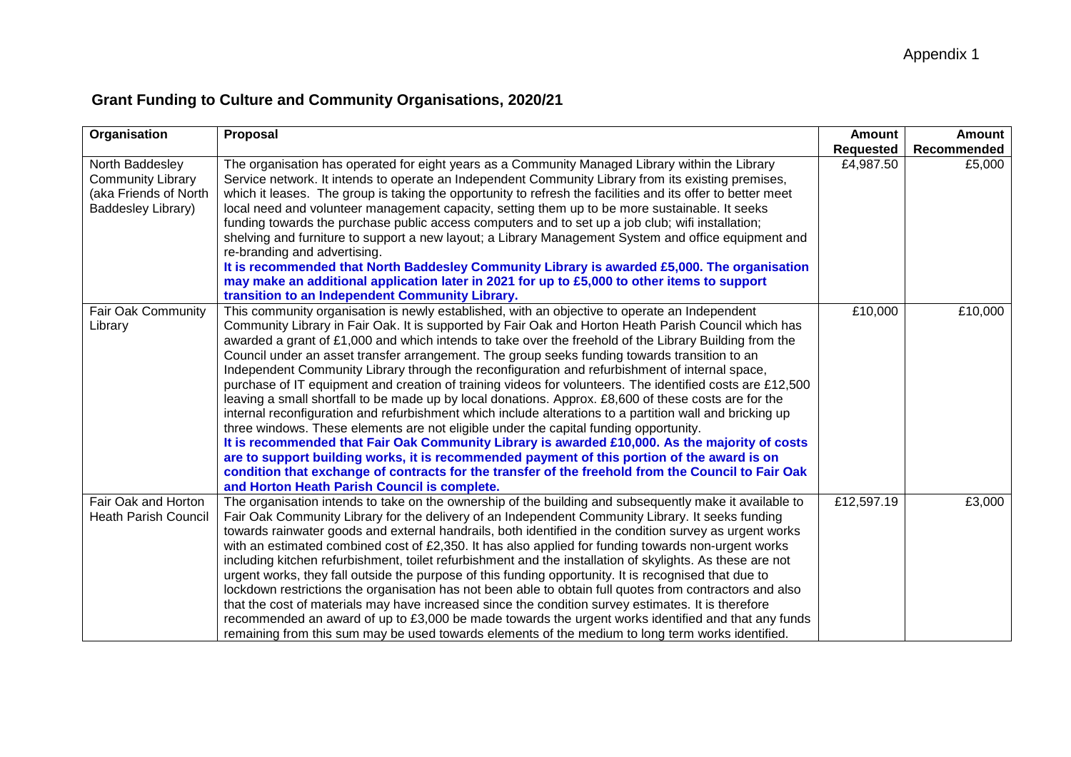Appendix 1

# Grant Funding to Culture and Community Organisations, 2020/21

| Organisation | Proposal | Amount Requested | Amount Recommended |
|---|---|---|---|
| North Baddesley Community Library (aka Friends of North Baddesley Library) | The organisation has operated for eight years as a Community Managed Library within the Library Service network. It intends to operate an Independent Community Library from its existing premises, which it leases. The group is taking the opportunity to refresh the facilities and its offer to better meet local need and volunteer management capacity, setting them up to be more sustainable. It seeks funding towards the purchase public access computers and to set up a job club; wifi installation; shelving and furniture to support a new layout; a Library Management System and office equipment and re-branding and advertising. **It is recommended that North Baddesley Community Library is awarded £5,000. The organisation may make an additional application later in 2021 for up to £5,000 to other items to support transition to an Independent Community Library.** | £4,987.50 | £5,000 |
| Fair Oak Community Library | This community organisation is newly established, with an objective to operate an Independent Community Library in Fair Oak. It is supported by Fair Oak and Horton Heath Parish Council which has awarded a grant of £1,000 and which intends to take over the freehold of the Library Building from the Council under an asset transfer arrangement. The group seeks funding towards transition to an Independent Community Library through the reconfiguration and refurbishment of internal space, purchase of IT equipment and creation of training videos for volunteers. The identified costs are £12,500 leaving a small shortfall to be made up by local donations. Approx. £8,600 of these costs are for the internal reconfiguration and refurbishment which include alterations to a partition wall and bricking up three windows. These elements are not eligible under the capital funding opportunity. **It is recommended that Fair Oak Community Library is awarded £10,000. As the majority of costs are to support building works, it is recommended payment of this portion of the award is on condition that exchange of contracts for the transfer of the freehold from the Council to Fair Oak and Horton Heath Parish Council is complete.** | £10,000 | £10,000 |
| Fair Oak and Horton Heath Parish Council | The organisation intends to take on the ownership of the building and subsequently make it available to Fair Oak Community Library for the delivery of an Independent Community Library. It seeks funding towards rainwater goods and external handrails, both identified in the condition survey as urgent works with an estimated combined cost of £2,350. It has also applied for funding towards non-urgent works including kitchen refurbishment, toilet refurbishment and the installation of skylights. As these are not urgent works, they fall outside the purpose of this funding opportunity. It is recognised that due to lockdown restrictions the organisation has not been able to obtain full quotes from contractors and also that the cost of materials may have increased since the condition survey estimates. It is therefore recommended an award of up to £3,000 be made towards the urgent works identified and that any funds remaining from this sum may be used towards elements of the medium to long term works identified. | £12,597.19 | £3,000 |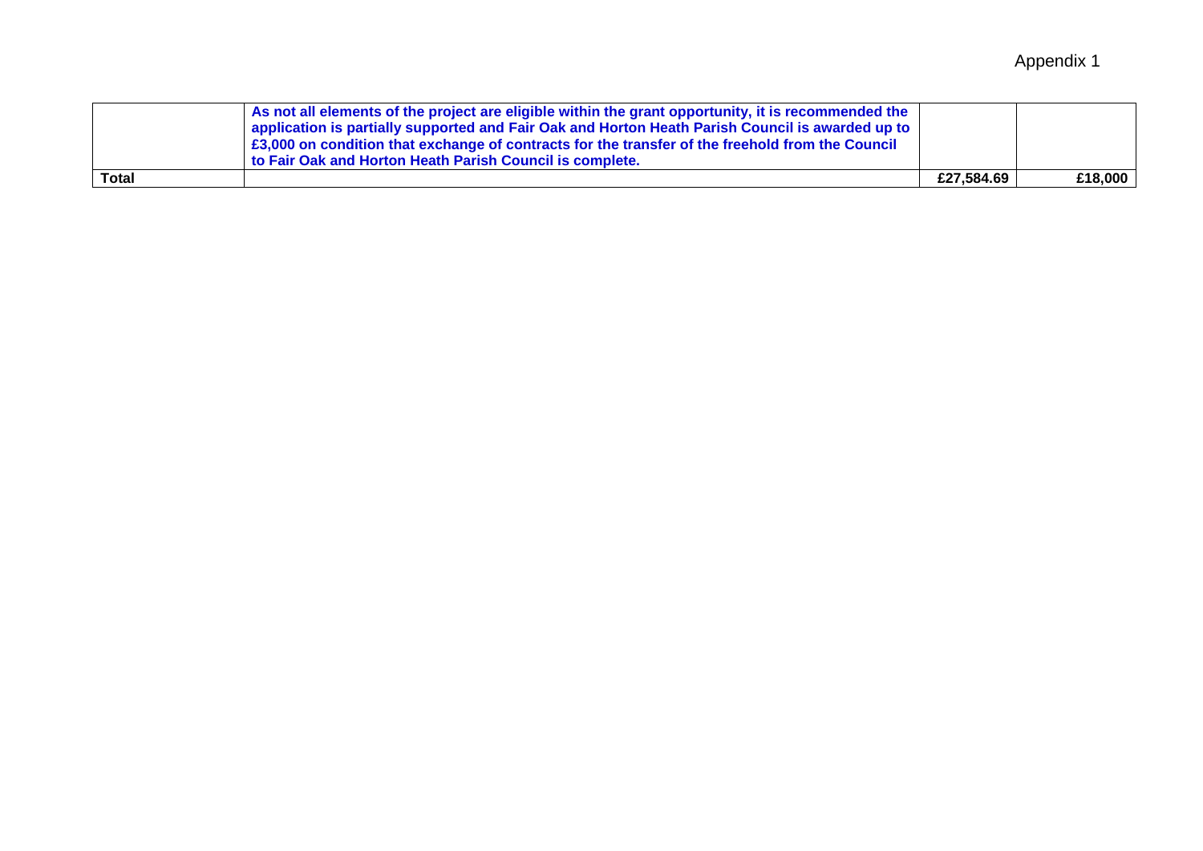Appendix 1

| | | | |
|---|---|---|---|
| | **As not all elements of the project are eligible within the grant opportunity, it is recommended the application is partially supported and Fair Oak and Horton Heath Parish Council is awarded up to £3,000 on condition that exchange of contracts for the transfer of the freehold from the Council to Fair Oak and Horton Heath Parish Council is complete.** | | |
| **Total** | | **£27,584.69** | **£18,000** |